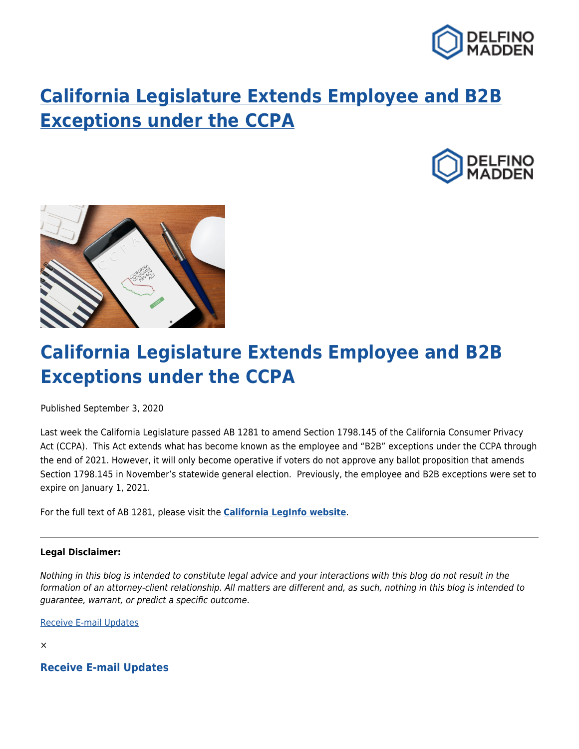# California Legislature Extends Employee and B2B Exceptions under the CCPA

## California Legislature Extends Employee and B2B Exceptions under the CCPA

Published September 3, 2020

Last week the California Legislature passed AB 1281 to amend Section 1798.145 of the California Consumer Privacy Act (CCPA). This Act extends what has become known as the employee and "B2B" exceptions under the CCPA through the end of 2021. However, it will only become operative if voters do not approve any ballot proposition that amends Section 1798.145 in November's statewide general election. Previously, the employee and B2B exceptions were set to expire on January 1, 2021.

For the full text of AB 1281, please visit the **California LegInfo website**.

---

**Legal Disclaimer:**

*Nothing in this blog is intended to constitute legal advice and your interactions with this blog do not result in the formation of an attorney-client relationship. All matters are different and, as such, nothing in this blog is intended to guarantee, warrant, or predict a specific outcome.*

Receive E-mail Updates

×

### Receive E-mail Updates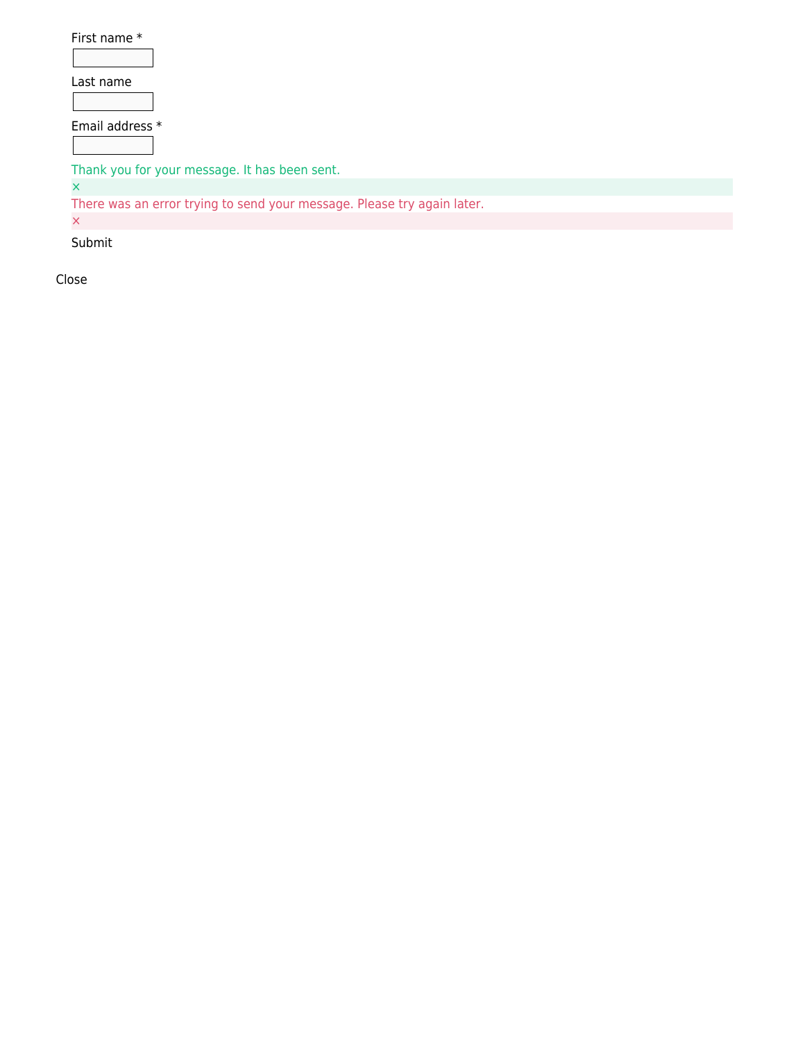First name *

Last name

Email address *

Thank you for your message. It has been sent.

×

There was an error trying to send your message. Please try again later.

×

Submit

Close